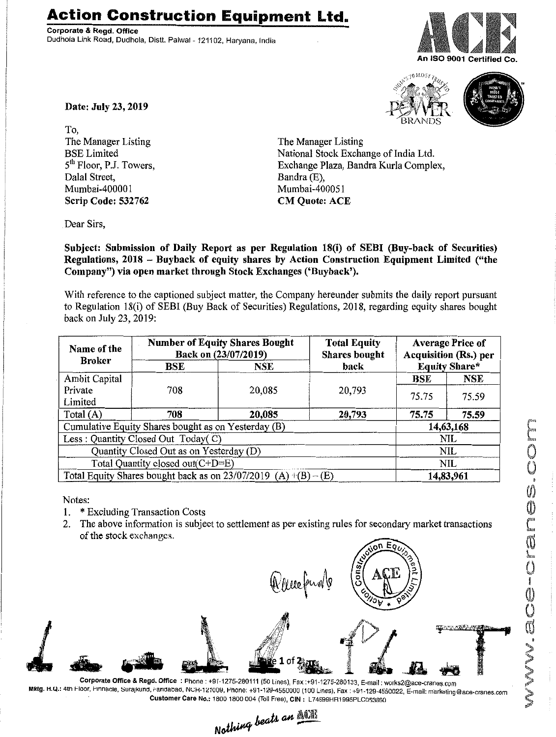# Action Construction Equipment Ltd.

**Corporate & Regd. Office**
Dudhola Link Road, Dudhola, Distt. Palwal - 121102, Haryana, India

An ISO 9001 Certified Co.

**Date: July 23, 2019**

To,

The Manager Listing
BSE Limited
5th Floor, P.J. Towers,
Dalal Street,
Mumbai-400001
**Scrip Code: 532762**

The Manager Listing
National Stock Exchange of India Ltd.
Exchange Plaza, Bandra Kurla Complex,
Bandra (E),
Mumbai-400051
**CM Quote: ACE**

Dear Sirs,

**Subject: Submission of Daily Report as per Regulation 18(i) of SEBI (Buy-back of Securities) Regulations, 2018 – Buyback of equity shares by Action Construction Equipment Limited ("the Company") via open market through Stock Exchanges ('Buyback').**

With reference to the captioned subject matter, the Company hereunder submits the daily report pursuant to Regulation 18(i) of SEBI (Buy Back of Securities) Regulations, 2018, regarding equity shares bought back on July 23, 2019:

| Name of the Broker | Number of Equity Shares Bought Back on (23/07/2019) | | Total Equity Shares bought back | Average Price of Acquisition (Rs.) per Equity Share* | |
|---|---|---|---|---|---|
| | BSE | NSE | | BSE | NSE |
| Ambit Capital Private Limited | 708 | 20,085 | 20,793 | 75.75 | 75.59 |
| Total (A) | **708** | **20,085** | **20,793** | **75.75** | **75.59** |
| Cumulative Equity Shares bought as on Yesterday (B) | | | | **14,63,168** | |
| Less : Quantity Closed Out Today( C) | | | | NIL | |
| Quantity Closed Out as on Yesterday (D) | | | | NIL | |
| Total Quantity closed out(C+D=E) | | | | NIL | |
| Total Equity Shares bought back as on 23/07/2019 (A) +(B) – (E) | | | | **14,83,961** | |

Notes:

1. * Excluding Transaction Costs
2. The above information is subject to settlement as per existing rules for secondary market transactions of the stock exchanges.

Corporate Office & Regd. Office : Phone : +91-1275-280111 (50 Lines), Fax :+91-1275-280133, E-mail : works2@ace-cranes.com
Mktg. H.Q.: 4th Floor, Pinnacle, Surajkund, Faridabad, NCR-121009, Phone: +91-129-4550000 (100 Lines), Fax : +91-129-4550022, E-mail: marketing@ace-cranes.com
Customer Care No.: 1800 1800 004 (Toll Free), CIN : L74899HR1995PLC053860

*Nothing beats an ACE*

www.ace-cranes.com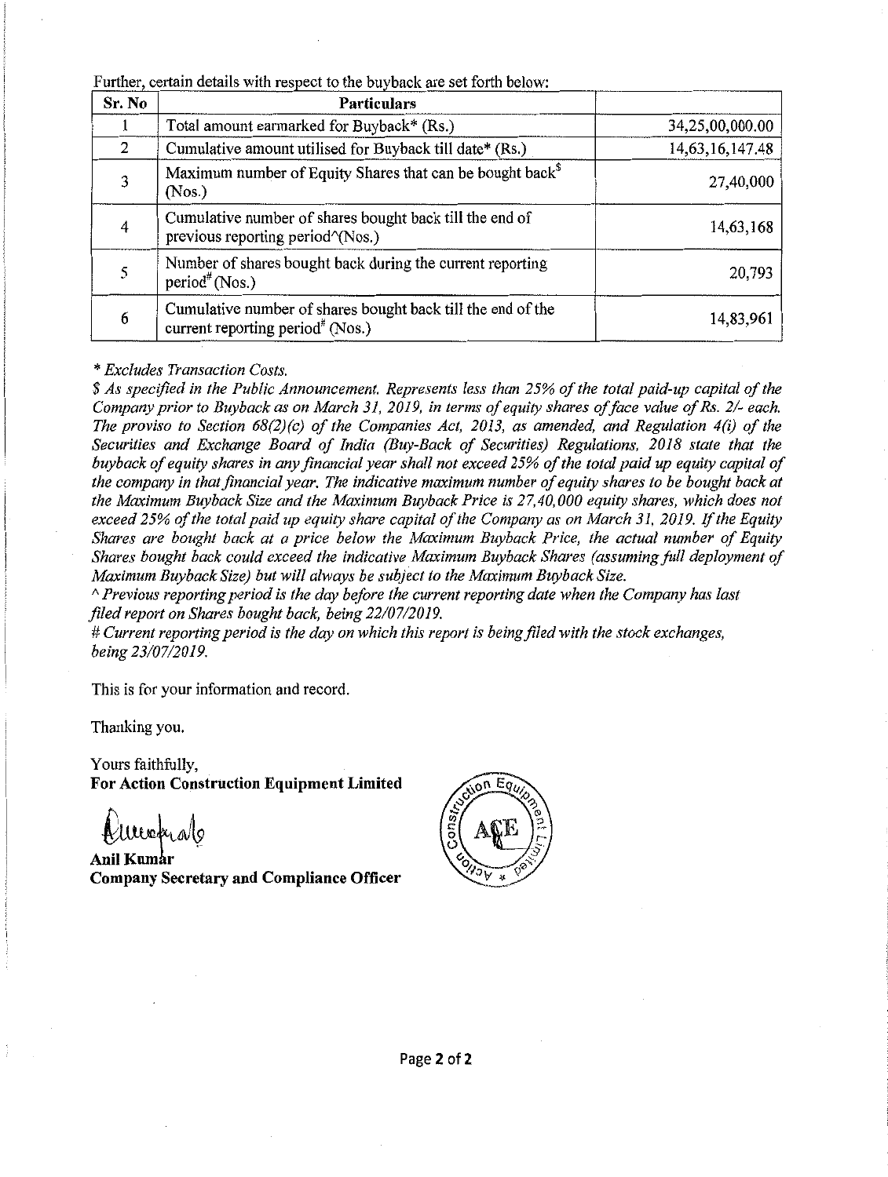Further, certain details with respect to the buyback are set forth below:

| Sr. No | Particulars | |
|---|---|---|
| 1 | Total amount earmarked for Buyback* (Rs.) | 34,25,00,000.00 |
| 2 | Cumulative amount utilised for Buyback till date* (Rs.) | 14,63,16,147.48 |
| 3 | Maximum number of Equity Shares that can be bought back$ (Nos.) | 27,40,000 |
| 4 | Cumulative number of shares bought back till the end of previous reporting period^(Nos.) | 14,63,168 |
| 5 | Number of shares bought back during the current reporting period# (Nos.) | 20,793 |
| 6 | Cumulative number of shares bought back till the end of the current reporting period# (Nos.) | 14,83,961 |

*\* Excludes Transaction Costs.*

*$ As specified in the Public Announcement. Represents less than 25% of the total paid-up capital of the Company prior to Buyback as on March 31, 2019, in terms of equity shares of face value of Rs. 2/- each. The proviso to Section 68(2)(c) of the Companies Act, 2013, as amended, and Regulation 4(i) of the Securities and Exchange Board of India (Buy-Back of Securities) Regulations, 2018 state that the buyback of equity shares in any financial year shall not exceed 25% of the total paid up equity capital of the company in that financial year. The indicative maximum number of equity shares to be bought back at the Maximum Buyback Size and the Maximum Buyback Price is 27,40,000 equity shares, which does not exceed 25% of the total paid up equity share capital of the Company as on March 31, 2019. If the Equity Shares are bought back at a price below the Maximum Buyback Price, the actual number of Equity Shares bought back could exceed the indicative Maximum Buyback Shares (assuming full deployment of Maximum Buyback Size) but will always be subject to the Maximum Buyback Size.*

*^ Previous reporting period is the day before the current reporting date when the Company has last filed report on Shares bought back, being 22/07/2019.*

*# Current reporting period is the day on which this report is being filed with the stock exchanges, being 23/07/2019.*

This is for your information and record.

Thanking you.

Yours faithfully,

**For Action Construction Equipment Limited**

**Anil Kumar**

**Company Secretary and Compliance Officer**